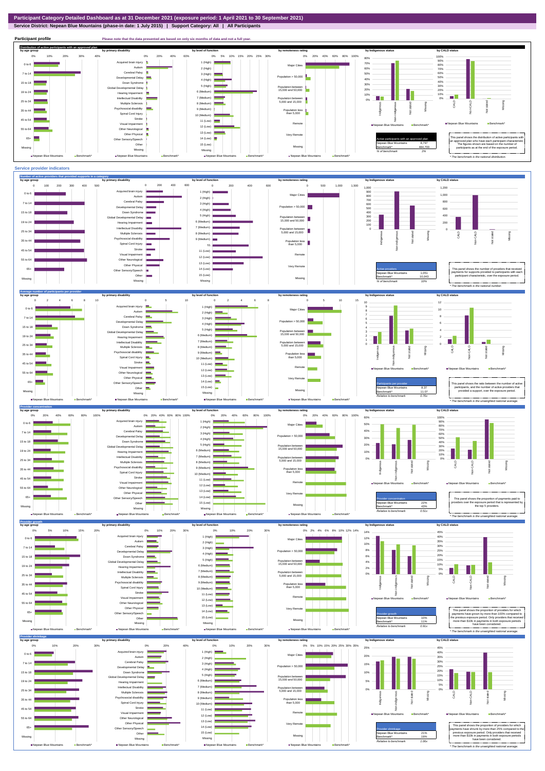# Participant Category Detailed Dashboard as at 31 December 2021 (exposure period: 1 April 2021 to 30 September 2021)

**Service District: Nepean Blue Mountains (phase-in date: 1 July 2015) | Support Category: All | All Participants**

## Participant profile

Please note that the data presented are based on only six months of data and not a full year.

### Distribution of active participants with an approved plan

| Active participants with an approved plan | |
|---|---|
| Nepean Blue Mountains | 8,797 |
| Benchmark* | 484,700 |
| *% of benchmark* | *2%* |

This panel shows the distribution of active participants with an approved plan who have each participant characteristic. The figures shown are based on the number of participants as at the end of the exposure period.

*\* The benchmark is the national distribution.*

## Service provider indicators

### Number of active providers that provided supports in a category

| Active providers | |
|---|---|
| Nepean Blue Mountains | 1,051 |
| Benchmark* | 10,043 |
| *% of benchmark* | *10%* |

This panel shows the number of providers that received payments for supports provided to participants with each participant characteristic, over the exposure period.

*\* The benchmark is the national number.*

### Average number of participants per provider

| Participants per provider | |
|---|---|
| Nepean Blue Mountains | 8.37 |
| Benchmark* | 11.07 |
| *Relative to benchmark* | *0.76x* |

This panel shows the ratio between the number of active participants, and the number of active providers that provided a support, over the exposure period.

*\* The benchmark is the unweighted national average.*

### Provider concentration

| Provider concentration | |
|---|---|
| Nepean Blue Mountains | 22% |
| Benchmark* | 43% |
| *Relative to benchmark* | *0.51x* |

This panel shows the proportion of payments paid to providers over the exposure period that is represented by the top 5 providers.

*\* The benchmark is the unweighted national average.*

### Provider growth

| Provider growth | |
|---|---|
| Nepean Blue Mountains | 10% |
| Benchmark* | 11% |
| *Relative to benchmark* | *0.91x* |

This panel shows the proportion of providers for which payments have grown by more than 100% compared to the previous exposure period. Only providers that received more than $10k in payments in both exposure periods have been considered.

*\* The benchmark is the unweighted national average.*

### Provider shrinkage

| Provider shrinkage | |
|---|---|
| Nepean Blue Mountains | 21% |
| Benchmark* | 19% |
| *Relative to benchmark* | *1.06x* |

This panel shows the proportion of providers for which payments have shrunk by more than 25% compared to the previous exposure period. Only providers that received more than $10k in payments in both exposure periods have been considered.

*\* The benchmark is the unweighted national average.*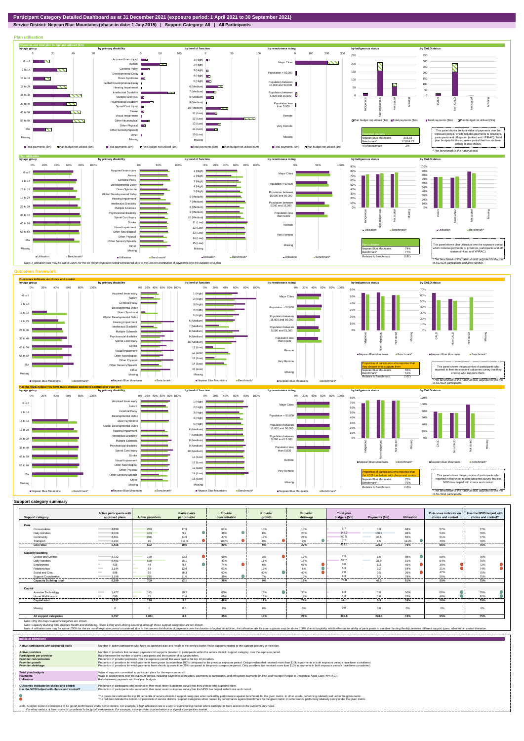# Participant Category Detailed Dashboard as at 31 December 2021 (exposure period: 1 April 2021 to 30 September 2021)

**Service District: Nepean Blue Mountains (phase-in date: 1 July 2015) | Support Category: All | All Participants**

## Plan utilisation

### Payments and total plan budget not utilised ($m)

| Total plan budgets | |
|---|---|
| Nepean Blue Mountains | 308.83 |
| Benchmark* | 17,064.72 |
| % of benchmark | 2% |

This panel shows the total value of payments over the exposure period, which includes payments to providers, participants and off-system (in-kind and YPIRAC). Total plan budgets for the exposure period that has not been utilised is also shown.

\* The benchmark is the national total.

### Plan utilisation

| Plan utilisation | |
|---|---|
| Nepean Blue Mountains | 74% |
| Benchmark* | 77% |
| Relative to benchmark | 0.97x |

This panel shows plan utilisation over the exposure period, which includes payments to providers, participants and off-system (in-kind and YPIRAC).

\* The benchmark is the national total, adjusted for the mix of SIL/SDA participants and plan number.

Note: A utilisation rate may be above 100% for the six month exposure period considered, due to the uneven distribution of payments over the duration of a plan.

## Outcomes framework

### Outcomes indicator on choice and control

| Proportion of participants who reported that they choose who supports them | |
|---|---|
| Nepean Blue Mountains | 55% |
| Benchmark* | 51% |
| Relative to benchmark | 1.07x |

This panel shows the proportion of participants who reported in their most recent outcomes survey that they choose who supports them.

\* The benchmark is the national total, adjusted for the mix of SIL/SDA participants.

### Has the NDIS helped you have more choices and more control over your life?

| Proportion of participants who reported that the NDIS has helped with choice and control | |
|---|---|
| Nepean Blue Mountains | 75% |
| Benchmark* | 75% |
| Relative to benchmark | 1.00x |

This panel shows the proportion of participants who reported in their most recent outcomes survey that the NDIS has helped with choice and control.

\* The benchmark is the national total, adjusted for the mix of SIL/SDA participants.

## Support category summary

| Support category | Active participants with approved plans | Active providers | Participants per provider | Provider concentration | Provider growth | Provider shrinkage | Total plan budgets ($m) | Payments ($m) | Utilisation | Outcomes indicator on choice and control | Has the NDIS helped with choice and control? |
|---|---|---|---|---|---|---|---|---|---|---|---|
| **Core** | | | | | | | | | | | |
| Consumables | 4,639 | 259 | 17.9 | 61% | 10% | 10% | 5.7 | 3.9 | 68% | 57% | 77% |
| Daily Activities | 4,008 | 403 | 9.9 | 39% | 8% | 23% | 149.2 | 130.9 | 88% | 54% | 76% |
| Community | 4,401 | 296 | 14.9 | 47% | 12% | 28% | 60.5 | 33.5 | 55% | 51% | 77% |
| Transport | 3,194 | 10 | 319.4 | 100% | 0% | 0% | 7.7 | 8.5 | 111% | 49% | 76% |
| **Core total** | **6,406** | **602** | **10.6** | **35%** | **9%** | **22%** | **223.1** | **176.8** | **79%** | **55%** | **75%** |
| **Capacity Building** | | | | | | | | | | | |
| Choice and Control | 3,722 | 160 | 23.3 | 69% | 3% | 10% | 2.6 | 2.5 | 98% | 58% | 75% |
| Daily Activities | 8,491 | 528 | 16.1 | 41% | 11% | 16% | 52.7 | 31.9 | 61% | 54% | 75% |
| Employment | 428 | 44 | 9.7 | 74% | 6% | 67% | 3.0 | 1.3 | 45% | 39% | 72% |
| Relationships | 1,144 | 89 | 12.9 | 61% | 13% | 6% | 5.9 | 3.2 | 54% | 21% | 74% |
| Social and Civic | 898 | 55 | 16.3 | 63% | 40% | 40% | 2.0 | 0.5 | 26% | 47% | 75% |
| Support Coordination | 3,198 | 275 | 11.6 | 39% | 7% | 13% | 6.9 | 5.3 | 78% | 50% | 75% |
| **Capacity Building total** | **8,599** | **709** | **12.1** | **36%** | **9%** | **16%** | **74.0** | **45.2** | **61%** | **55%** | **75%** |
| **Capital** | | | | | | | | | | | |
| Assistive Technology | 1,472 | 145 | 10.2 | 60% | 15% | 33% | 6.9 | 3.8 | 56% | 66% | 78% |
| Home Modifications | 696 | 61 | 11.4 | 69% | 15% | 19% | 4.9 | 3.0 | 63% | 40% | 82% |
| **Capital total** | **1,797** | **190** | **9.5** | **48%** | **12%** | **28%** | **11.7** | **6.9** | **59%** | **58%** | **79%** |
| Missing | 0 | 0 | 0.0 | 0% | 0% | 0% | 0.0 | 0.0 | 0% | 0% | 0% |
| **All support categories** | **8,797** | **1,051** | **8.4** | **35%** | **10%** | **21%** | **308.8** | **228.9** | **74%** | **55%** | **75%** |

Note: Only the major support categories are shown.

Note: Capacity Building total includes Health and Wellbeing, Home Living and Lifelong Learning although these support categories are not shown.

Note: A utilisation rate may be above 100% for the six month exposure period considered, due to the uneven distribution of payments over the duration of a plan. In addition, the utilisation rate for core supports may also be above 100% due to fungibility which refers to the ability of participants to use their funding flexibly between different support types, albeit within certain limitation.

## Indicator definitions

| Indicator | Definition |
|---|---|
| **Active participants with approved plans** | Number of active participants who have an approved plan and reside in the service district / have supports relating to the support category in their plan. |
| **Active providers** | Number of providers that received payments for supports provided to participants within the service district / support category, over the exposure period. |
| **Participants per provider** | Ratio between the number of active participants and the number of active providers. |
| **Provider concentration** | Proportion of provider payments over the exposure period that were paid to the top 10 providers. |
| **Provider growth** | Proportion of providers for which payments have grown by more than 100% compared to the previous exposure period. Only providers that received more than $10k in payments in both exposure periods have been considered. |
| **Provider shrinkage** | Proportion of providers for which payments have shrunk by more than 25% compared to the previous exposure period. Only providers that received more than $10k in payments in both exposure periods have been considered. |
| **Total plan budgets** | Value of supports committed in participant plans for the exposure period. |
| **Payments** | Value of all payments over the exposure period, including payments to providers, payments to participants, and off-system payments (in-kind and Younger People In Residential Aged Care (YPIRAC)). |
| **Utilisation** | Ratio between payments and total plan budgets. |
| **Outcomes indicator on choice and control** | Proportion of participants who reported in their most recent outcomes survey that they choose who supports them. |
| **Has the NDIS helped with choice and control?** | Proportion of participants who reported in their most recent outcomes survey that the NDIS has helped with choice and control. |

The green dots indicate the top 10 percentile of service districts / support categories when ranked by performance against benchmark for the given metric. In other words, performing relatively well under the given metric.

The red dots indicate the bottom 10 percentile of service districts / support categories when ranked by performance against benchmark for the given metric. In other words, performing relatively poorly under the given metric.

Note: A higher score is considered to be 'good' performance under some metrics. For example, a high utilisation rate is a sign of a functioning market where participants have access to the supports they need.
For other metrics, a lower score is considered to be 'good' performance. For example, a low provider concentration is a sign of a competitive market.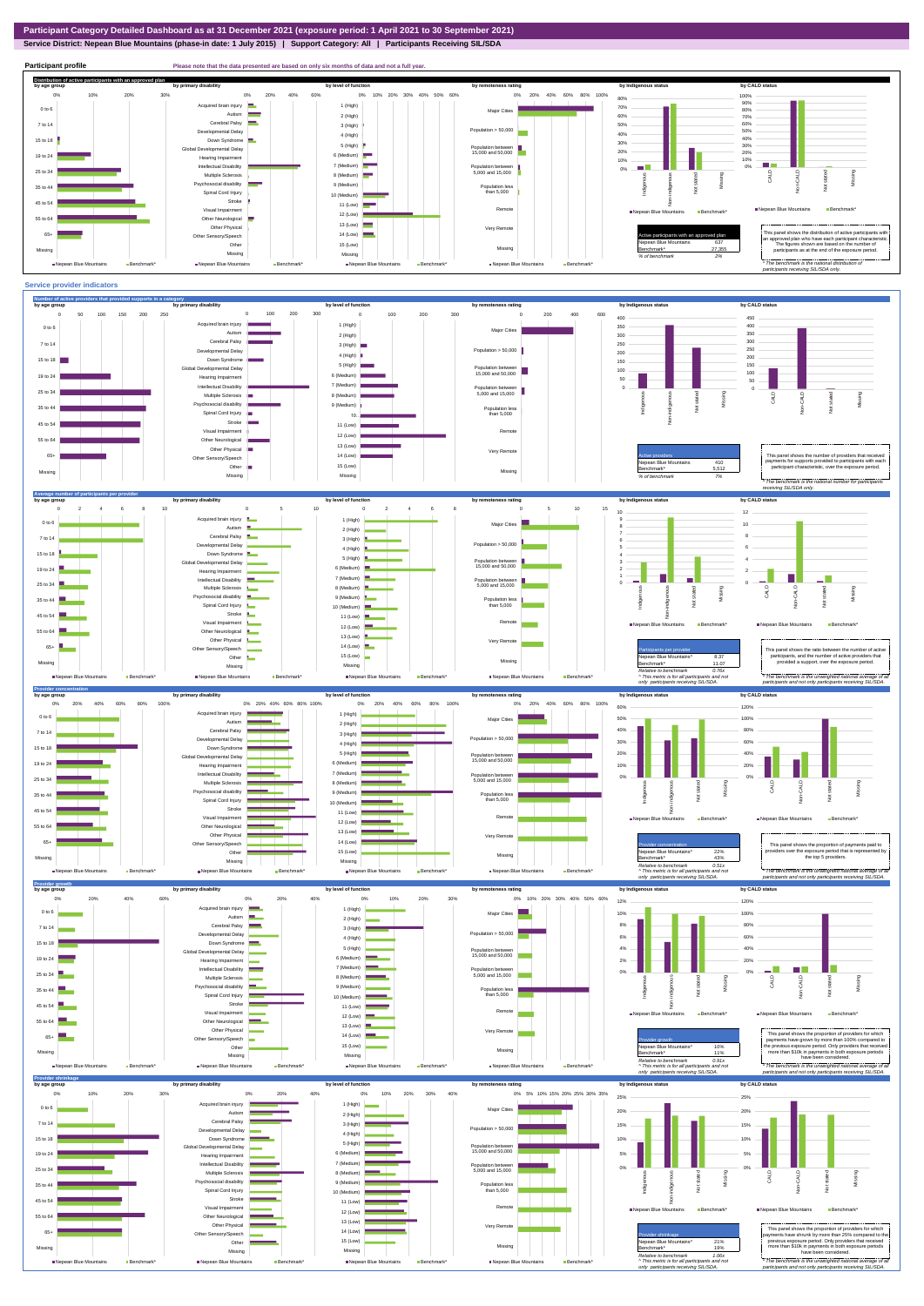# Participant Category Detailed Dashboard as at 31 December 2021 (exposure period: 1 April 2021 to 30 September 2021)

**Service District: Nepean Blue Mountains (phase-in date: 1 July 2015) | Support Category: All | Participants Receiving SIL/SDA**

## Participant profile

Please note that the data presented are based on only six months of data and not a full year.

### Distribution of active participants with an approved plan

| Active participants with an approved plan | |
|---|---|
| Nepean Blue Mountains | 637 |
| Benchmark* | 27,255 |
| % of benchmark | 2% |

This panel shows the distribution of active participants with an approved plan who have each participant characteristic. The figures shown are based on the number of participants as at the end of the exposure period.

*The benchmark is the national distribution of participants receiving SIL/SDA only.

## Service provider indicators

### Number of active providers that provided supports in a category

| Active providers | |
|---|---|
| Nepean Blue Mountains | 410 |
| Benchmark* | 5,512 |
| % of benchmark | 7% |

This panel shows the number of providers that received payments for supports provided to participants with each participant characteristic, over the exposure period.

*The benchmark is the national number of participants receiving SIL/SDA only.

### Average number of participants per provider

| Participants per provider | |
|---|---|
| Nepean Blue Mountains^ | 8.37 |
| Benchmark* | 11.07 |
| Relative to benchmark | 0.76x |

^ This metric is for all participants and not only participants receiving SIL/SDA.

This panel shows the ratio between the number of active participants, and the number of active providers that provided a support, over the exposure period.

*The benchmark is the unweighted national average of all participants and not only participants receiving SIL/SDA.

### Provider concentration

| Provider concentration | |
|---|---|
| Nepean Blue Mountains^ | 22% |
| Benchmark* | 43% |
| Relative to benchmark | 0.51x |

^ This metric is for all participants and not only participants receiving SIL/SDA.

This panel shows the proportion of payments paid to providers over the exposure period that is represented by the top 5 providers.

*The benchmark is the unweighted national average of all participants and not only participants receiving SIL/SDA.

### Provider growth

| Provider growth | |
|---|---|
| Nepean Blue Mountains^ | 10% |
| Benchmark* | 11% |
| Relative to benchmark | 0.91x |

^ This metric is for all participants and not only participants receiving SIL/SDA.

This panel shows the proportion of providers for which payments have grown by more than 100% compared to the previous exposure period. Only providers that received more than $10k in payments in both exposure periods have been considered.

*The benchmark is the unweighted national average of all participants and not only participants receiving SIL/SDA.

### Provider shrinkage

| Provider shrinkage | |
|---|---|
| Nepean Blue Mountains^ | 21% |
| Benchmark* | 19% |
| Relative to benchmark | 1.06x |

^ This metric is for all participants and not only participants receiving SIL/SDA.

This panel shows the proportion of providers for which payments have shrunk by more than 25% compared to the previous exposure period. Only providers that received more than $10k in payments in both exposure periods have been considered.

*The benchmark is the unweighted national average of all participants and not only participants receiving SIL/SDA.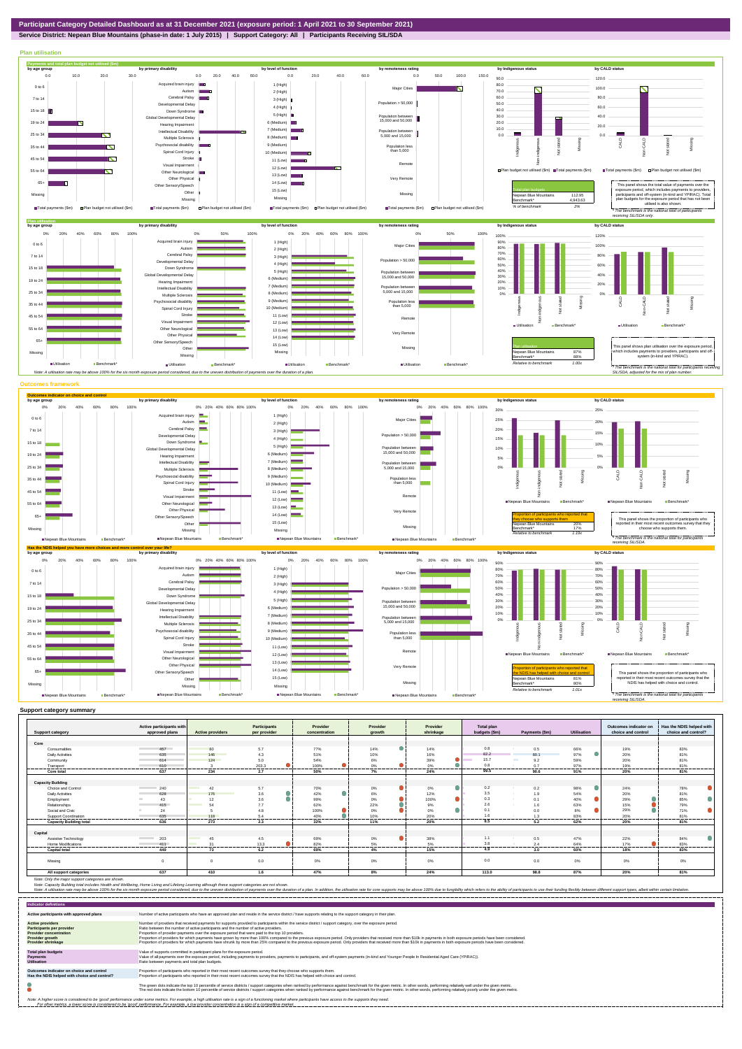# Participant Category Detailed Dashboard as at 31 December 2021 (exposure period: 1 April 2021 to 30 September 2021)

**Service District: Nepean Blue Mountains (phase-in date: 1 July 2015) | Support Category: All | Participants Receiving SIL/SDA**

## Plan utilisation

### Payments and total plan budget not utilised ($m)

| Total plan budgets | |
|---|---|
| Nepean Blue Mountains | 112.95 |
| Benchmark* | 4,943.63 |
| % of benchmark | 2% |

This panel shows the total value of payments over the exposure period, which includes payments to providers, participants and off-system (in-kind and YPIRAC). Total plan budgets for the exposure period that has not been utilised is also shown.

*The benchmark is the national total for participants receiving SIL/SDA only.

### Plan utilisation

| Plan utilisation | |
|---|---|
| Nepean Blue Mountains | 87% |
| Benchmark* | 88% |
| Relative to benchmark | 1.00x |

This panel shows plan utilisation over the exposure period, which includes payments to providers, participants and off-system (in-kind and YPIRAC).

*The benchmark is the national total for participants receiving SIL/SDA, adjusted for the mix of plan number.

Note: A utilisation rate may be above 100% for the six month exposure period considered, due to the uneven distribution of payments over the duration of a plan.

## Outcomes framework

### Outcomes indicator on choice and control

| Proportion of participants who reported that they choose who supports them | |
|---|---|
| Nepean Blue Mountains | 20% |
| Benchmark* | 17% |
| Relative to benchmark | 1.19x |

This panel shows the proportion of participants who reported in their most recent outcomes survey that they choose who supports them.

*The benchmark is the national total for participants receiving SIL/SDA.

### Has the NDIS helped you have more choices and more control over your life?

| Proportion of participants who reported that the NDIS has helped with choice and control | |
|---|---|
| Nepean Blue Mountains | 81% |
| Benchmark* | 80% |
| Relative to benchmark | 1.01x |

This panel shows the proportion of participants who reported in their most recent outcomes survey that the NDIS has helped with choice and control.

*The benchmark is the national total for participants receiving SIL/SDA.

## Support category summary

| Support category | Active participants with approved plans | Active providers | Participants per provider | Provider concentration | Provider growth | Provider shrinkage | Total plan budgets ($m) | Payments ($m) | Utilisation | Outcomes indicator on choice and control | Has the NDIS helped with choice and control? |
|---|---|---|---|---|---|---|---|---|---|---|---|
| **Core** | | | | | | | | | | | |
| Consumables | 457 | 80 | 5.7 | 77% | 14% | 14% | 0.8 | 0.5 | 66% | 19% | 83% |
| Daily Activities | 635 | 146 | 4.3 | 51% | 10% | 16% | 82.2 | 80.1 | 97% | 20% | 81% |
| Community | 614 | 124 | 5.0 | 54% | 6% | 39% | 15.7 | 9.2 | 59% | 20% | 81% |
| Transport | 610 | 3 | 203.3 | 100% | 0% | 0% | 0.8 | 0.7 | 97% | 19% | 81% |
| **Core total** | **637** | **234** | **2.7** | **50%** | **7%** | **24%** | **99.5** | **90.6** | **91%** | **20%** | **81%** |
| **Capacity Building** | | | | | | | | | | | |
| Choice and Control | 240 | 42 | 5.7 | 70% | 0% | 0% | 0.2 | 0.2 | 98% | 24% | 78% |
| Daily Activities | 628 | 176 | 3.6 | 42% | 6% | 12% | 3.5 | 1.9 | 54% | 20% | 81% |
| Employment | 43 | 12 | 3.6 | 99% | 0% | 100% | 0.3 | 0.1 | 40% | 29% | 85% |
| Relationships | 415 | 54 | 7.7 | 62% | 22% | 9% | 2.6 | 1.6 | 63% | 15% | 79% |
| Social and Civic | 24 | 5 | 4.8 | 100% | 0% | 0% | 0.1 | 0.0 | 8% | 29% | 71% |
| Support Coordination | 635 | 118 | 5.4 | 40% | 10% | 20% | 1.6 | 1.3 | 83% | 20% | 81% |
| **Capacity Building total** | **636** | **273** | **2.3** | **32%** | **11%** | **20%** | **8.3** | **5.2** | **62%** | **20%** | **81%** |
| **Capital** | | | | | | | | | | | |
| Assistive Technology | 203 | 45 | 4.5 | 69% | 0% | 38% | 1.1 | 0.5 | 47% | 22% | 84% |
| Home Modifications | 411 | 31 | 13.3 | 82% | 5% | 5% | 3.8 | 2.4 | 64% | 17% | 83% |
| **Capital total** | **449** | **73** | **6.2** | **69%** | **4%** | **15%** | **4.9** | **3.0** | **60%** | **18%** | **82%** |
| Missing | 0 | 0 | 0.0 | 0% | 0% | 0% | 0.0 | 0.0 | 0% | 0% | 0% |
| **All support categories** | **637** | **410** | **1.6** | **47%** | **8%** | **24%** | **113.0** | **98.8** | **87%** | **20%** | **81%** |

Note: Only the major support categories are shown.

Note: Capacity Building total includes Health and Wellbeing, Home Living and Lifelong Learning although these support categories are not shown.

Note: A utilisation rate may be above 100% for the six month exposure period considered, due to the uneven distribution of payments over the duration of a plan. In addition, the utilisation rate for core supports may be above 100% due to fungibility which refers to the ability of participants to use their funding flexibly between different support types, albeit within certain limitation.

## Indicator definitions

| | |
|---|---|
| **Active participants with approved plans** | Number of active participants who have an approved plan and reside in the service district / have supports relating to the support category in their plan. |
| **Active providers** | Number of providers that received payments for supports provided to participants within the service district / support category, over the exposure period. |
| **Participants per provider** | Ratio between the number of active participants and the number of active providers. |
| **Provider concentration** | Proportion of provider payments over the exposure period that were paid to the top 10 providers. |
| **Provider growth** | Proportion of providers for which payments have grown by more than 100% compared to the previous exposure period. Only providers that received more than $10k in payments in both exposure periods have been considered. |
| **Provider shrinkage** | Proportion of providers for which payments have shrunk by more than 25% compared to the previous exposure period. Only providers that received more than $10k in payments in both exposure periods have been considered. |
| **Total plan budgets** | Value of supports committed in participant plans for the exposure period. |
| **Payments** | Value of all payments over the exposure period, including payments to providers, payments to participants, and off-system payments (in-kind and Younger People In Residential Aged Care (YPIRAC)). |
| **Utilisation** | Ratio between payments and total plan budgets. |
| **Outcomes indicator on choice and control** | Proportion of participants who reported in their most recent outcomes survey that they choose who supports them. |
| **Has the NDIS helped with choice and control?** | Proportion of participants who reported in their most recent outcomes survey that the NDIS has helped with choice and control. |

The green dots indicate the top 10 percentile of service districts / support categories when ranked by performance against benchmark for the given metric. In other words, performing relatively well under the given metric.
The red dots indicate the bottom 10 percentile of service districts / support categories when ranked by performance against benchmark for the given metric. In other words, performing relatively poorly under the given metric.

Note: A higher score is considered to be 'good' performance under some metrics. For example, a high utilisation rate is a sign of a functioning market where participants have access to the supports they need.
For other metrics, a lower score is considered to be 'good' performance. For example, a low provider concentration is a sign of a competitive market.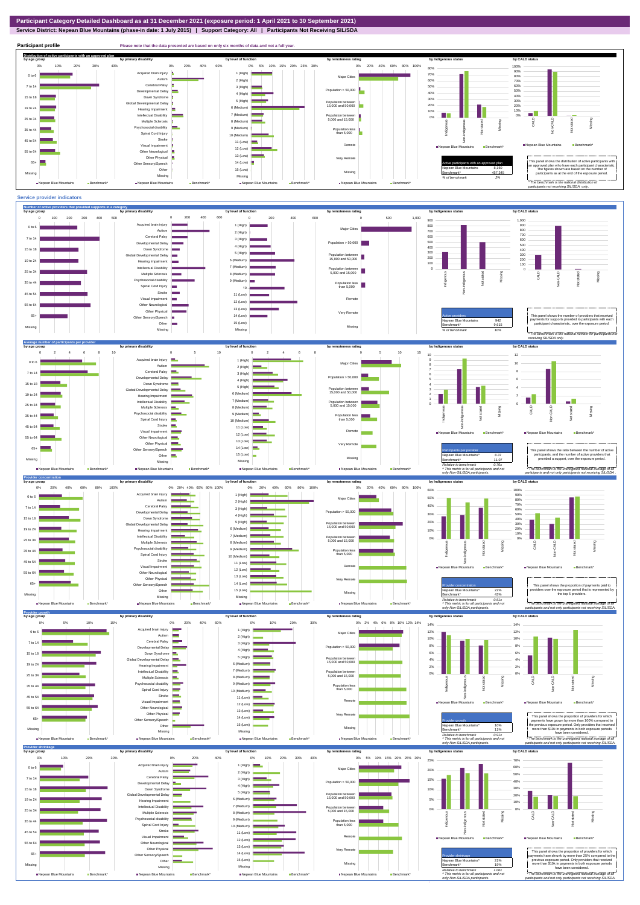**Participant Category Detailed Dashboard as at 31 December 2021 (exposure period: 1 April 2021 to 30 September 2021)**

**Service District: Nepean Blue Mountains (phase-in date: 1 July 2015) | Support Category: All | Participants Not Receiving SIL/SDA**

## Participant profile

Please note that the data presented are based on only six months of data and not a full year.

### Distribution of active participants with an approved plan

| Active participants with an approved plan | |
|---|---|
| Nepean Blue Mountains | 8,160 |
| Benchmark* | 457,345 |
| % of benchmark | 2% |

This panel shows the distribution of active participants with an approved plan who have each participant characteristic. The figures shown are based on the number of participants as at the end of the exposure period.

* The benchmark is the national distribution of participants not receiving SIL/SDA only.

## Service provider indicators

### Number of active providers that provided supports in a category

| Active providers | |
|---|---|
| Nepean Blue Mountains | 942 |
| Benchmark* | 9,615 |
| % of benchmark | 10% |

This panel shows the number of providers that received payments for supports provided to participants with each participant characteristic, over the exposure period.

* The benchmark is the national number for participants not receiving SIL/SDA only.

### Average number of participants per provider

| Participants per provider | |
|---|---|
| Nepean Blue Mountains^ | 8.37 |
| Benchmark* | 11.07 |
| Relative to benchmark | 0.76x |

^ This metric is for all participants and not only Non-SIL/SDA participants.

This panel shows the ratio between the number of active participants, and the number of active providers that provided a support, over the exposure period.

* The benchmark is the unweighted national average of all participants and not only participants not receiving SIL/SDA.

### Provider concentration

| Provider concentration | |
|---|---|
| Nepean Blue Mountains^ | 22% |
| Benchmark* | 43% |
| Relative to benchmark | 0.51x |

^ This metric is for all participants and not only Non-SIL/SDA participants.

This panel shows the proportion of payments paid to providers over the exposure period that is represented by the top 5 providers.

* The benchmark is the unweighted national average of all participants and not only participants not receiving SIL/SDA.

### Provider growth

| Provider growth | |
|---|---|
| Nepean Blue Mountains^ | 10% |
| Benchmark* | 11% |
| Relative to benchmark | 0.91x |

^ This metric is for all participants and not only Non-SIL/SDA participants.

This panel shows the proportion of providers for which payments have grown by more than 100% compared to the previous exposure period. Only providers that received more than $10k in payments in both exposure periods have been considered.

* The benchmark is the unweighted national average of all participants and not only participants not receiving SIL/SDA.

### Provider shrinkage

| Provider shrinkage | |
|---|---|
| Nepean Blue Mountains^ | 21% |
| Benchmark* | 19% |
| Relative to benchmark | 1.08x |

^ This metric is for all participants and not only Non-SIL/SDA participants.

This panel shows the proportion of providers for which payments have shrunk by more than 25% compared to the previous exposure period. Only providers that received more than $10k in payments in both exposure periods have been considered.

* The benchmark is the unweighted national average of all participants and not only participants not receiving SIL/SDA.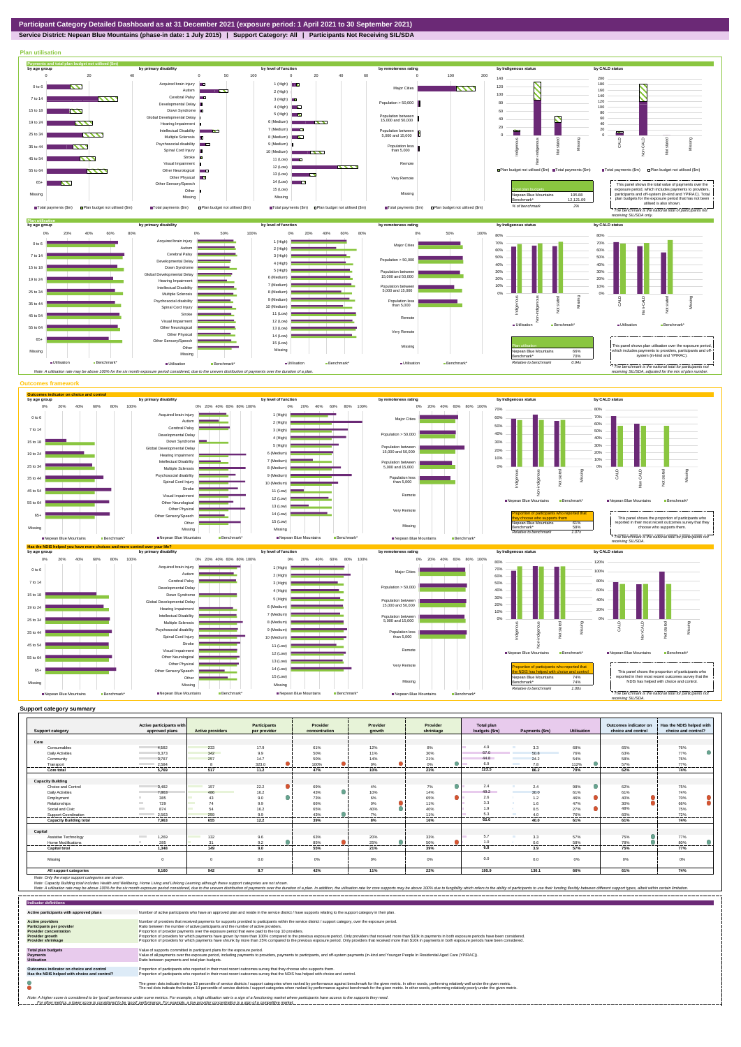# Participant Category Detailed Dashboard as at 31 December 2021 (exposure period: 1 April 2021 to 30 September 2021)

**Service District: Nepean Blue Mountains (phase-in date: 1 July 2015) | Support Category: All | Participants Not Receiving SIL/SDA**

## Plan utilisation

Payments and total plan budget not utilised ($m)

by age group: 0 to 6, 7 to 14, 15 to 18, 19 to 24, 25 to 34, 35 to 44, 45 to 54, 55 to 64, 65+, Missing

by primary disability: Acquired brain injury, Autism, Cerebral Palsy, Developmental Delay, Down Syndrome, Global Developmental Delay, Hearing Impairment, Intellectual Disability, Multiple Sclerosis, Psychosocial disability, Spinal Cord Injury, Stroke, Visual Impairment, Other Neurological, Other Physical, Other Sensory/Speech, Other, Missing

by level of function: 1 (High) to 15 (Low), Missing

by remoteness rating: Major Cities, Population > 50,000, Population between 15,000 and 50,000, Population between 5,000 and 15,000, Population less than 5,000, Remote, Very Remote, Missing

by Indigenous status: Indigenous, Non-indigenous, Not stated, Missing

by CALD status: CALD, Non-CALD, Not stated, Missing

Total plan budgets
Nepean Blue Mountains 195.88
Benchmark* 12,121.09
% of benchmark 2%

This panel shows the total value of payments over the exposure period, which includes payments to providers, participants and off-system (in-kind and YPIRAC). Total plan budgets for the exposure period that has not been utilised is also shown.

*The benchmark is the national total for participants not receiving SIL/SDA only.

Plan utilisation

Plan utilisation
Nepean Blue Mountains 66%
Benchmark* 70%
Relative to benchmark 0.94x

This panel shows plan utilisation over the exposure period, which includes payments to providers, participants and off-system (in-kind and YPIRAC).

*The benchmark is the national total for participants not receiving SIL/SDA, adjusted for the mix of plan number.

Note: A utilisation rate may be above 100% for the six month exposure period considered, due to the uneven distribution of payments over the duration of a plan.

## Outcomes framework

Outcomes indicator on choice and control

Proportion of participants who reported that they choose who supports them
Nepean Blue Mountains 61%
Benchmark* 58%
Relative to benchmark 1.07x

This panel shows the proportion of participants who reported in their most recent outcomes survey that they choose who supports them.

*The benchmark is the national total for participants not receiving SIL/SDA.

Has the NDIS helped you have more choices and more control over your life?

Proportion of participants who reported that the NDIS has helped with choice and control
Nepean Blue Mountains 74%
Benchmark* 74%
Relative to benchmark 1.00x

This panel shows the proportion of participants who reported in their most recent outcomes survey that the NDIS has helped with choice and control.

*The benchmark is the national total for participants not receiving SIL/SDA.

## Support category summary

| Support category | Active participants with approved plans | Active providers | Participants per provider | Provider concentration | Provider growth | Provider shrinkage | Total plan budgets ($m) | Payments ($m) | Utilisation | Outcomes indicator on choice and control | Has the NDIS helped with choice and control? |
|---|---|---|---|---|---|---|---|---|---|---|---|
| **Core** | | | | | | | | | | | |
| Consumables | 4,182 | 233 | 17.9 | 61% | 12% | 8% | 4.9 | 3.3 | 68% | 65% | 76% |
| Daily Activities | 3,373 | 342 | 9.9 | 50% | 11% | 30% | 67.0 | 50.8 | 76% | 63% | 77% |
| Community | 3,787 | 257 | 14.7 | 50% | 14% | 21% | 44.8 | 24.2 | 54% | 59% | 76% |
| Transport | 2,564 | 8 | 323.0 | 100% | 0% | 0% | 6.9 | 7.8 | 112% | 57% | 77% |
| **Core total** | **5,769** | **517** | **11.2** | **47%** | **10%** | **23%** | **123.6** | **86.2** | **70%** | **62%** | **74%** |
| **Capacity Building** | | | | | | | | | | | |
| Choice and Control | 3,482 | 157 | 22.2 | 69% | 4% | 7% | 2.4 | 2.4 | 98% | 62% | 75% |
| Daily Activities | 7,863 | 486 | 16.2 | 43% | 10% | 14% | 49.2 | 30.0 | 61% | 61% | 74% |
| Employment | 385 | 43 | 9.0 | 73% | 6% | 65% | 2.6 | 1.2 | 46% | 40% | 70% |
| Relationships | 729 | 74 | 9.9 | 66% | 0% | 11% | 3.3 | 1.6 | 47% | 30% | 86% |
| Social and Civic | 874 | 54 | 16.2 | 65% | 40% | 40% | 1.9 | 0.5 | 27% | 48% | 75% |
| Support Coordination | 2,563 | 259 | 9.9 | 43% | 7% | 11% | 5.3 | 4.0 | 76% | 60% | 73% |
| **Capacity Building total** | **7,903** | **655** | **12.2** | **39%** | **8%** | **16%** | **65.6** | **40.0** | **61%** | **61%** | **74%** |
| **Capital** | | | | | | | | | | | |
| Assistive Technology | 1,269 | 132 | 9.6 | 63% | 20% | 33% | 5.7 | 3.3 | 57% | 75% | 77% |
| Home Modifications | 285 | 31 | 9.2 | 85% | 25% | 50% | 1.0 | 0.6 | 58% | 78% | 80% |
| **Capital total** | **1,348** | **149** | **9.0** | **55%** | **21%** | **39%** | **6.8** | **3.9** | **57%** | **75%** | **77%** |
| Missing | 0 | 0 | 0.0 | 0% | 0% | 0% | 0.0 | 0.0 | 0% | 0% | 0% |
| **All support categories** | **8,160** | **942** | **8.7** | **42%** | **11%** | **22%** | **195.9** | **130.1** | **66%** | **61%** | **74%** |

Note: Only the major support categories are shown.
Note: Capacity Building total includes Health and Wellbeing, Home Living and Lifelong Learning although these support categories are not shown.
Note: A utilisation rate may be above 100% for the six month exposure period considered, due to the uneven distribution of payments over the duration of a plan. In addition, the utilisation rate for core supports may be above 100% due to fungibility which refers to the ability of participants to use their funding flexibly between different support types, albeit within certain limitation.

## Indicator definitions

| | |
|---|---|
| Active participants with approved plans | Number of active participants who have an approved plan and reside in the service district / have supports relating to the support category in their plan. |
| Active providers | Number of providers that received payments for supports provided to participants within the service district / support category, over the exposure period. |
| Participants per provider | Ratio between the number of active participants and the number of active providers. |
| Provider concentration | Proportion of provider payments over the exposure period that were paid to the top 10 providers. |
| Provider growth | Proportion of providers for which payments have grown by more than 100% compared to the previous exposure period. Only providers that received more than $10k in payments in both exposure periods have been considered. |
| Provider shrinkage | Proportion of providers for which payments have shrunk by more than 25% compared to the previous exposure period. Only providers that received more than $10k in payments in both exposure periods have been considered. |
| Total plan budgets | Value of supports committed in participant plans for the exposure period. |
| Payments | Value of all payments over the exposure period, including payments to providers, payments to participants, and off-system payments (in-kind and Younger People In Residential Aged Care (YPIRAC)). |
| Utilisation | Ratio between payments and total plan budgets. |
| Outcomes indicator on choice and control | Proportion of participants who reported in their most recent outcomes survey that they choose who supports them. |
| Has the NDIS helped with choice and control? | Proportion of participants who reported in their most recent outcomes survey that the NDIS has helped with choice and control. |

The green dots indicate the top 10 percentile of service districts / support categories when ranked by performance against benchmark for the given metric. In other words, performing relatively well under the given metric.
The red dots indicate the bottom 10 percentile of service districts / support categories when ranked by performance against benchmark for the given metric. In other words, performing relatively poorly under the given metric.

Note: A higher score is considered to be 'good' performance under some metrics. For example, a high utilisation rate is a sign of a functioning market where participants have access to the supports they need.
For other metrics, a lower score is considered to be 'good' performance. For example, a low provider concentration is a sign of a competitive market.